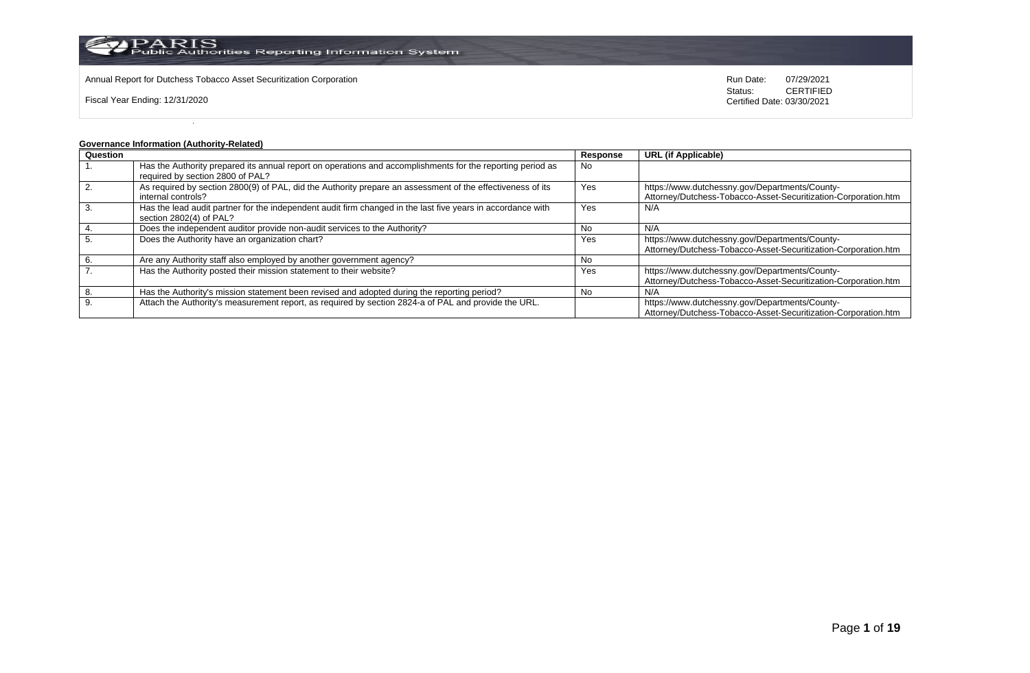Annual Report for Dutchess Tobacco Asset Securitization Corporation

Fiscal Year Ending: 12/31/2020

Run Date: 07/29/2021
Status: CERTIFIED
Certified Date: 03/30/2021

**Governance Information (Authority-Related)**

| Question | | Response | URL (if Applicable) |
|---|---|---|---|
| 1. | Has the Authority prepared its annual report on operations and accomplishments for the reporting period as required by section 2800 of PAL? | No | |
| 2. | As required by section 2800(9) of PAL, did the Authority prepare an assessment of the effectiveness of its internal controls? | Yes | https://www.dutchessny.gov/Departments/County-Attorney/Dutchess-Tobacco-Asset-Securitization-Corporation.htm |
| 3. | Has the lead audit partner for the independent audit firm changed in the last five years in accordance with section 2802(4) of PAL? | Yes | N/A |
| 4. | Does the independent auditor provide non-audit services to the Authority? | No | N/A |
| 5. | Does the Authority have an organization chart? | Yes | https://www.dutchessny.gov/Departments/County-Attorney/Dutchess-Tobacco-Asset-Securitization-Corporation.htm |
| 6. | Are any Authority staff also employed by another government agency? | No | |
| 7. | Has the Authority posted their mission statement to their website? | Yes | https://www.dutchessny.gov/Departments/County-Attorney/Dutchess-Tobacco-Asset-Securitization-Corporation.htm |
| 8. | Has the Authority's mission statement been revised and adopted during the reporting period? | No | N/A |
| 9. | Attach the Authority's measurement report, as required by section 2824-a of PAL and provide the URL. | | https://www.dutchessny.gov/Departments/County-Attorney/Dutchess-Tobacco-Asset-Securitization-Corporation.htm |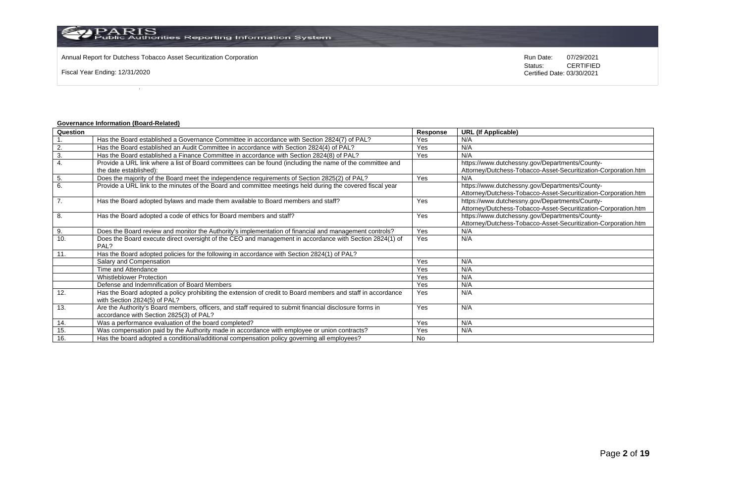Annual Report for Dutchess Tobacco Asset Securitization Corporation

Fiscal Year Ending: 12/31/2020

Run Date: 07/29/2021
Status: CERTIFIED
Certified Date: 03/30/2021

**Governance Information (Board-Related)**

| Question | | Response | URL (If Applicable) |
|---|---|---|---|
| 1. | Has the Board established a Governance Committee in accordance with Section 2824(7) of PAL? | Yes | N/A |
| 2. | Has the Board established an Audit Committee in accordance with Section 2824(4) of PAL? | Yes | N/A |
| 3. | Has the Board established a Finance Committee in accordance with Section 2824(8) of PAL? | Yes | N/A |
| 4. | Provide a URL link where a list of Board committees can be found (including the name of the committee and the date established): | | https://www.dutchessny.gov/Departments/County-Attorney/Dutchess-Tobacco-Asset-Securitization-Corporation.htm |
| 5. | Does the majority of the Board meet the independence requirements of Section 2825(2) of PAL? | Yes | N/A |
| 6. | Provide a URL link to the minutes of the Board and committee meetings held during the covered fiscal year | | https://www.dutchessny.gov/Departments/County-Attorney/Dutchess-Tobacco-Asset-Securitization-Corporation.htm |
| 7. | Has the Board adopted bylaws and made them available to Board members and staff? | Yes | https://www.dutchessny.gov/Departments/County-Attorney/Dutchess-Tobacco-Asset-Securitization-Corporation.htm |
| 8. | Has the Board adopted a code of ethics for Board members and staff? | Yes | https://www.dutchessny.gov/Departments/County-Attorney/Dutchess-Tobacco-Asset-Securitization-Corporation.htm |
| 9. | Does the Board review and monitor the Authority's implementation of financial and management controls? | Yes | N/A |
| 10. | Does the Board execute direct oversight of the CEO and management in accordance with Section 2824(1) of PAL? | Yes | N/A |
| 11. | Has the Board adopted policies for the following in accordance with Section 2824(1) of PAL? | | |
| | Salary and Compensation | Yes | N/A |
| | Time and Attendance | Yes | N/A |
| | Whistleblower Protection | Yes | N/A |
| | Defense and Indemnification of Board Members | Yes | N/A |
| 12. | Has the Board adopted a policy prohibiting the extension of credit to Board members and staff in accordance with Section 2824(5) of PAL? | Yes | N/A |
| 13. | Are the Authority's Board members, officers, and staff required to submit financial disclosure forms in accordance with Section 2825(3) of PAL? | Yes | N/A |
| 14. | Was a performance evaluation of the board completed? | Yes | N/A |
| 15. | Was compensation paid by the Authority made in accordance with employee or union contracts? | Yes | N/A |
| 16. | Has the board adopted a conditional/additional compensation policy governing all employees? | No | |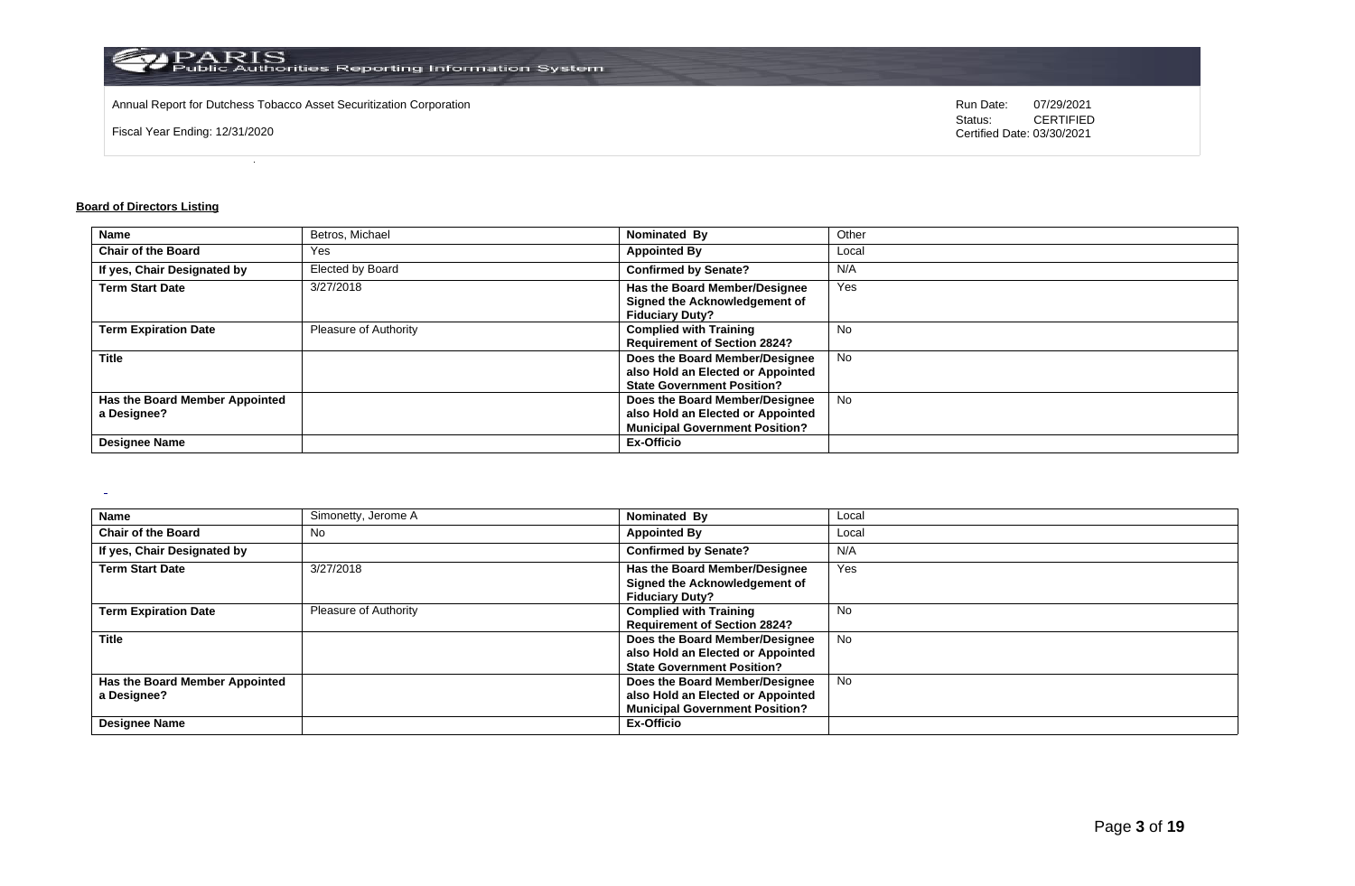Annual Report for Dutchess Tobacco Asset Securitization Corporation

Fiscal Year Ending: 12/31/2020

Run Date: 07/29/2021
Status: CERTIFIED
Certified Date: 03/30/2021

## Board of Directors Listing

| Name | Betros, Michael | Nominated By | Other |
|---|---|---|---|
| Chair of the Board | Yes | Appointed By | Local |
| If yes, Chair Designated by | Elected by Board | Confirmed by Senate? | N/A |
| Term Start Date | 3/27/2018 | Has the Board Member/Designee Signed the Acknowledgement of Fiduciary Duty? | Yes |
| Term Expiration Date | Pleasure of Authority | Complied with Training Requirement of Section 2824? | No |
| Title | | Does the Board Member/Designee also Hold an Elected or Appointed State Government Position? | No |
| Has the Board Member Appointed a Designee? | | Does the Board Member/Designee also Hold an Elected or Appointed Municipal Government Position? | No |
| Designee Name | | Ex-Officio | |

| Name | Simonetty, Jerome A | Nominated By | Local |
|---|---|---|---|
| Chair of the Board | No | Appointed By | Local |
| If yes, Chair Designated by | | Confirmed by Senate? | N/A |
| Term Start Date | 3/27/2018 | Has the Board Member/Designee Signed the Acknowledgement of Fiduciary Duty? | Yes |
| Term Expiration Date | Pleasure of Authority | Complied with Training Requirement of Section 2824? | No |
| Title | | Does the Board Member/Designee also Hold an Elected or Appointed State Government Position? | No |
| Has the Board Member Appointed a Designee? | | Does the Board Member/Designee also Hold an Elected or Appointed Municipal Government Position? | No |
| Designee Name | | Ex-Officio | |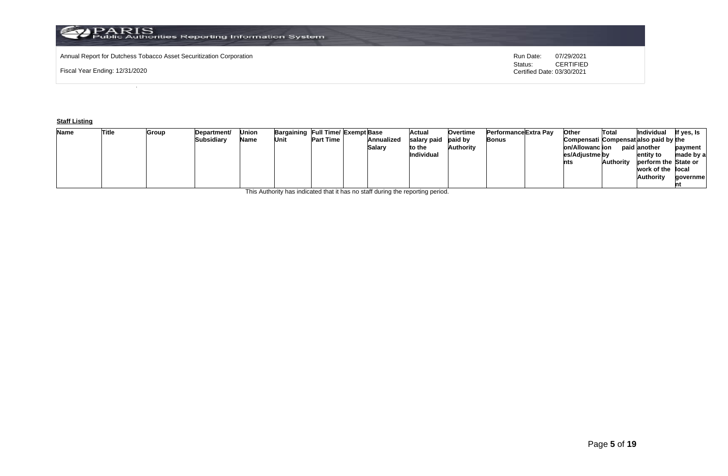Annual Report for Dutchess Tobacco Asset Securitization Corporation

Fiscal Year Ending: 12/31/2020

Run Date: 07/29/2021
Status: CERTIFIED
Certified Date: 03/30/2021

**Staff Listing**

| Name | Title | Group | Department/ Subsidiary | Union Name | Bargaining Unit | Full Time/ Part Time | Exempt | Base Annualized Salary | Actual salary paid to the Individual | Overtime paid by Authority | Performance Bonus | Extra Pay | Other Compensation/Allowances/Adjustments | Total Compensation paid by Authority | Individual also paid by another entity to perform the work of the Authority | If yes, Is the payment made by a State or local government |
|---|---|---|---|---|---|---|---|---|---|---|---|---|---|---|---|---|

This Authority has indicated that it has no staff during the reporting period.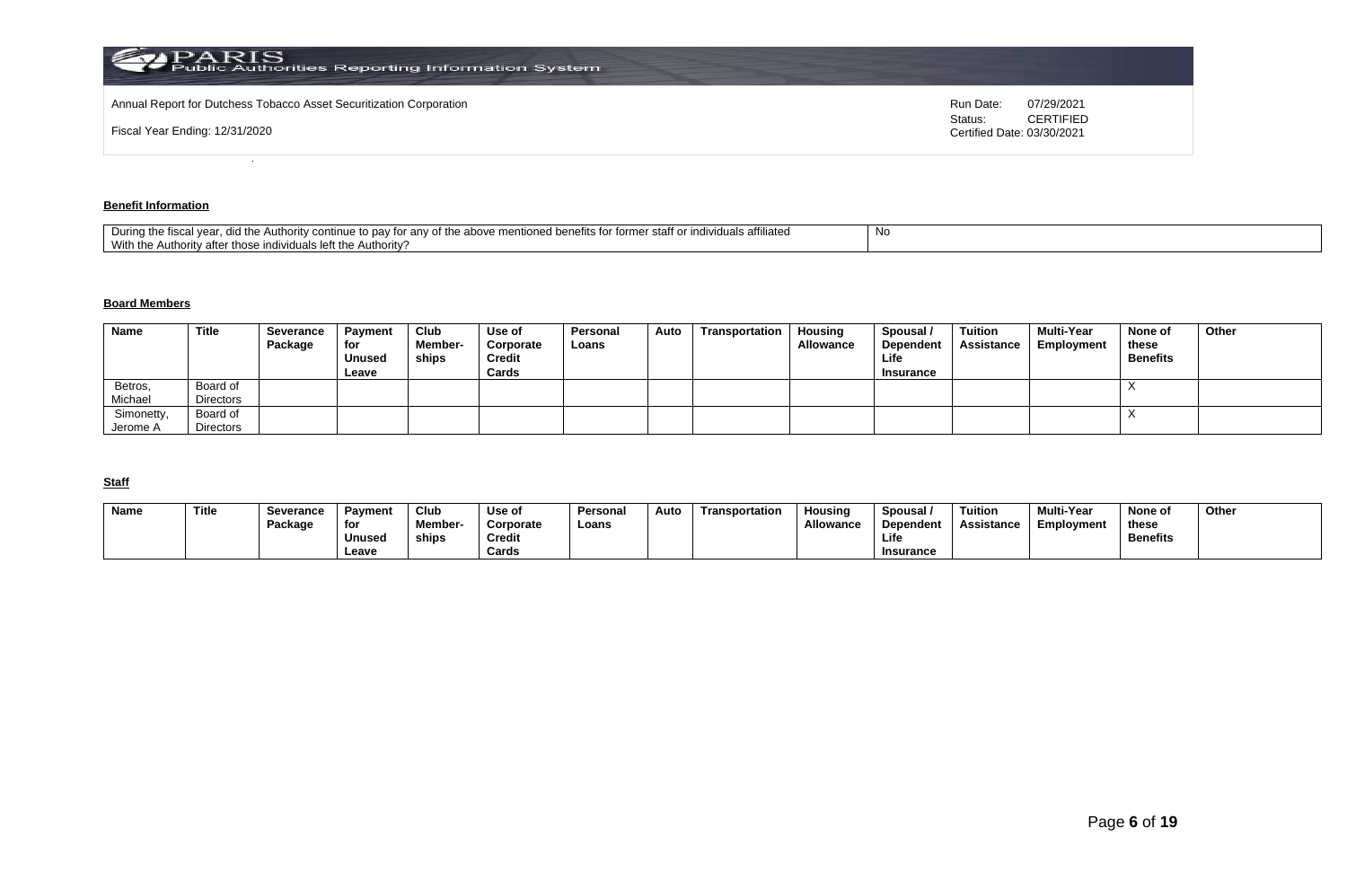Annual Report for Dutchess Tobacco Asset Securitization Corporation

Fiscal Year Ending: 12/31/2020

Run Date: 07/29/2021
Status: CERTIFIED
Certified Date: 03/30/2021

## Benefit Information

| During the fiscal year, did the Authority continue to pay for any of the above mentioned benefits for former staff or individuals affiliated With the Authority after those individuals left the Authority? | No |
|---|---|

## Board Members

| Name | Title | Severance Package | Payment for Unused Leave | Club Member-ships | Use of Corporate Credit Cards | Personal Loans | Auto | Transportation | Housing Allowance | Spousal / Dependent Life Insurance | Tuition Assistance | Multi-Year Employment | None of these Benefits | Other |
|---|---|---|---|---|---|---|---|---|---|---|---|---|---|---|
| Betros, Michael | Board of Directors | | | | | | | | | | | | X | |
| Simonetty, Jerome A | Board of Directors | | | | | | | | | | | | X | |

## Staff

| Name | Title | Severance Package | Payment for Unused Leave | Club Member-ships | Use of Corporate Credit Cards | Personal Loans | Auto | Transportation | Housing Allowance | Spousal / Dependent Life Insurance | Tuition Assistance | Multi-Year Employment | None of these Benefits | Other |
|---|---|---|---|---|---|---|---|---|---|---|---|---|---|---|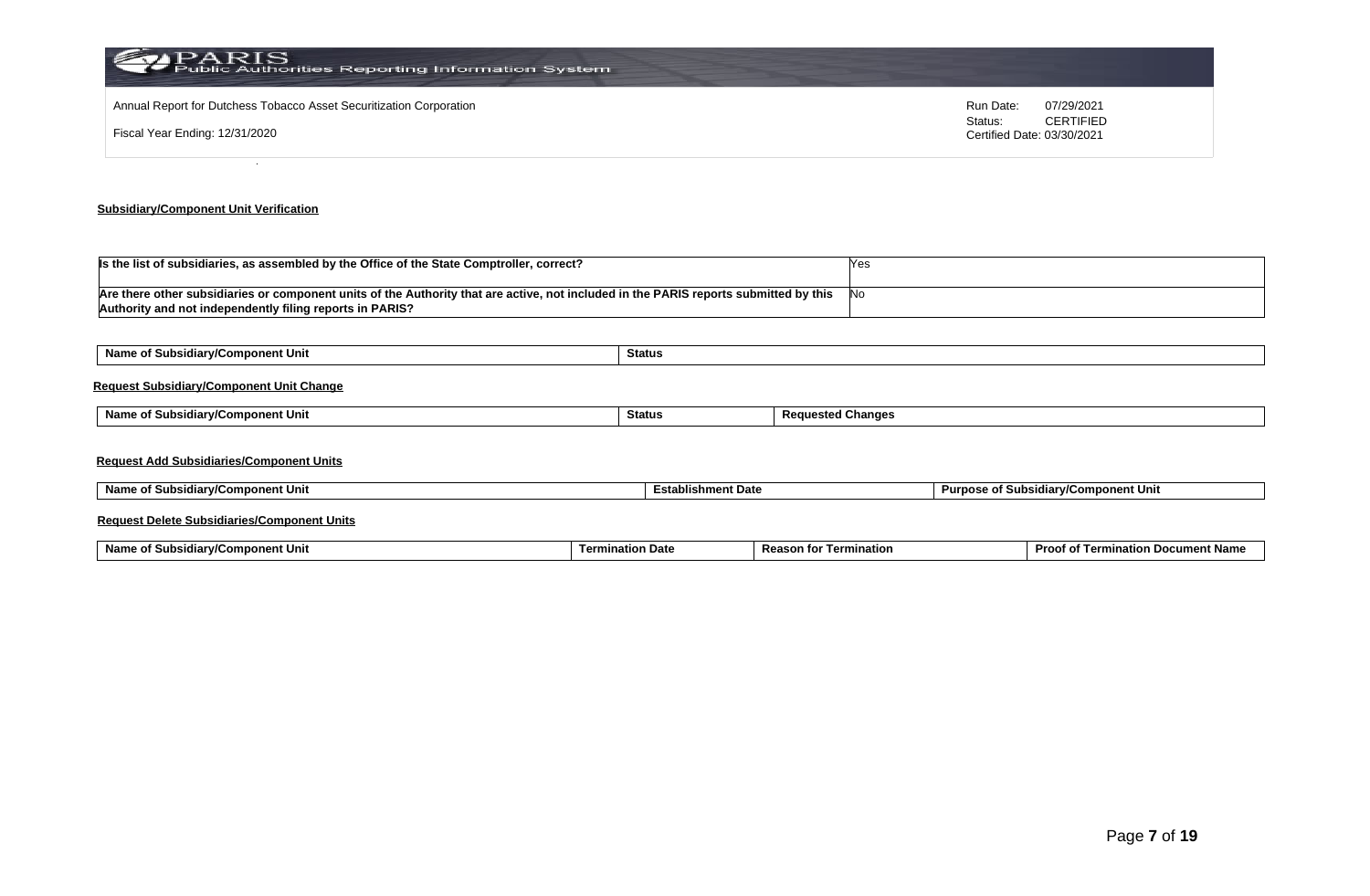Annual Report for Dutchess Tobacco Asset Securitization Corporation

Fiscal Year Ending: 12/31/2020

Run Date: 07/29/2021
Status: CERTIFIED
Certified Date: 03/30/2021

## Subsidiary/Component Unit Verification

| | |
|---|---|
| Is the list of subsidiaries, as assembled by the Office of the State Comptroller, correct? | Yes |
| Are there other subsidiaries or component units of the Authority that are active, not included in the PARIS reports submitted by this Authority and not independently filing reports in PARIS? | No |

| Name of Subsidiary/Component Unit | Status |
|---|---|

### Request Subsidiary/Component Unit Change

| Name of Subsidiary/Component Unit | Status | Requested Changes |
|---|---|---|

### Request Add Subsidiaries/Component Units

| Name of Subsidiary/Component Unit | Establishment Date | Purpose of Subsidiary/Component Unit |
|---|---|---|

### Request Delete Subsidiaries/Component Units

| Name of Subsidiary/Component Unit | Termination Date | Reason for Termination | Proof of Termination Document Name |
|---|---|---|---|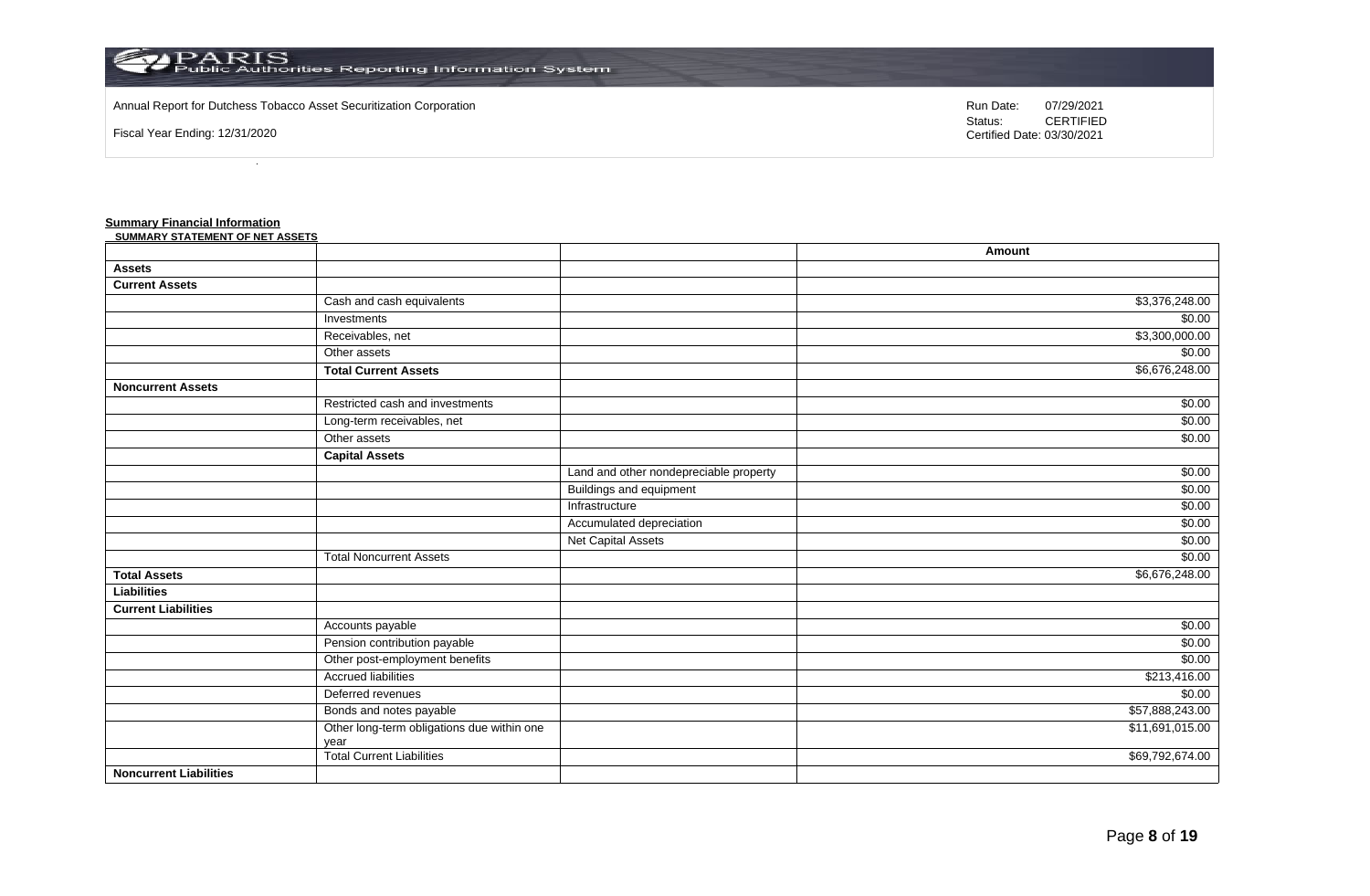Annual Report for Dutchess Tobacco Asset Securitization Corporation

Fiscal Year Ending: 12/31/2020

Run Date: 07/29/2021
Status: CERTIFIED
Certified Date: 03/30/2021

**Summary Financial Information**

**SUMMARY STATEMENT OF NET ASSETS**

| | | | Amount |
|---|---|---|---|
| **Assets** | | | |
| **Current Assets** | | | |
| | Cash and cash equivalents | | $3,376,248.00 |
| | Investments | | $0.00 |
| | Receivables, net | | $3,300,000.00 |
| | Other assets | | $0.00 |
| | **Total Current Assets** | | $6,676,248.00 |
| **Noncurrent Assets** | | | |
| | Restricted cash and investments | | $0.00 |
| | Long-term receivables, net | | $0.00 |
| | Other assets | | $0.00 |
| | **Capital Assets** | | |
| | | Land and other nondepreciable property | $0.00 |
| | | Buildings and equipment | $0.00 |
| | | Infrastructure | $0.00 |
| | | Accumulated depreciation | $0.00 |
| | | Net Capital Assets | $0.00 |
| | Total Noncurrent Assets | | $0.00 |
| **Total Assets** | | | $6,676,248.00 |
| **Liabilities** | | | |
| **Current Liabilities** | | | |
| | Accounts payable | | $0.00 |
| | Pension contribution payable | | $0.00 |
| | Other post-employment benefits | | $0.00 |
| | Accrued liabilities | | $213,416.00 |
| | Deferred revenues | | $0.00 |
| | Bonds and notes payable | | $57,888,243.00 |
| | Other long-term obligations due within one year | | $11,691,015.00 |
| | Total Current Liabilities | | $69,792,674.00 |
| **Noncurrent Liabilities** | | | |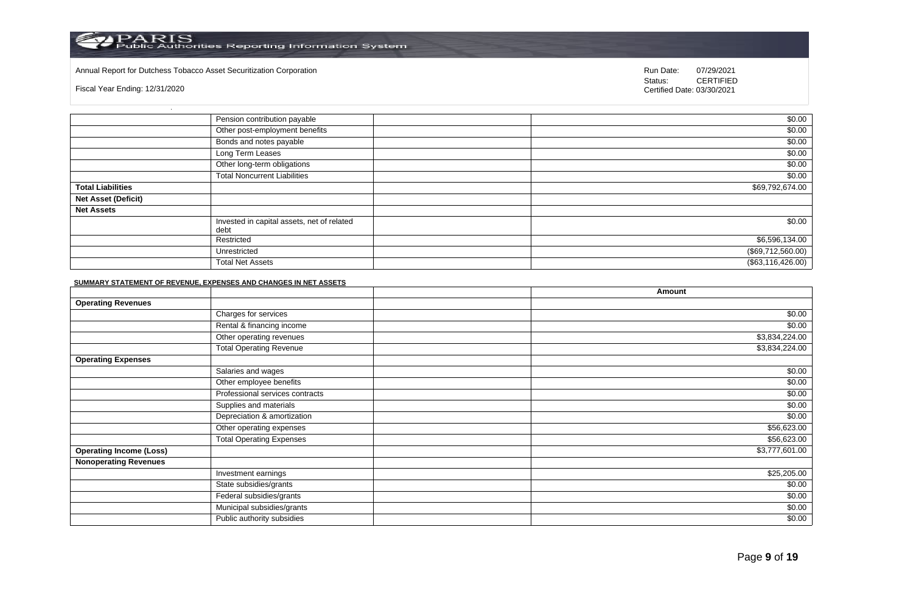Annual Report for Dutchess Tobacco Asset Securitization Corporation

Fiscal Year Ending: 12/31/2020

Run Date: 07/29/2021
Status: CERTIFIED
Certified Date: 03/30/2021

| | | | |
|---|---|---|---|
| | Pension contribution payable | | $0.00 |
| | Other post-employment benefits | | $0.00 |
| | Bonds and notes payable | | $0.00 |
| | Long Term Leases | | $0.00 |
| | Other long-term obligations | | $0.00 |
| | Total Noncurrent Liabilities | | $0.00 |
| **Total Liabilities** | | | $69,792,674.00 |
| **Net Asset (Deficit)** | | | |
| **Net Assets** | | | |
| | Invested in capital assets, net of related debt | | $0.00 |
| | Restricted | | $6,596,134.00 |
| | Unrestricted | | ($69,712,560.00) |
| | Total Net Assets | | ($63,116,426.00) |

**SUMMARY STATEMENT OF REVENUE, EXPENSES AND CHANGES IN NET ASSETS**

| | | | Amount |
|---|---|---|---|
| **Operating Revenues** | | | |
| | Charges for services | | $0.00 |
| | Rental & financing income | | $0.00 |
| | Other operating revenues | | $3,834,224.00 |
| | Total Operating Revenue | | $3,834,224.00 |
| **Operating Expenses** | | | |
| | Salaries and wages | | $0.00 |
| | Other employee benefits | | $0.00 |
| | Professional services contracts | | $0.00 |
| | Supplies and materials | | $0.00 |
| | Depreciation & amortization | | $0.00 |
| | Other operating expenses | | $56,623.00 |
| | Total Operating Expenses | | $56,623.00 |
| **Operating Income (Loss)** | | | $3,777,601.00 |
| **Nonoperating Revenues** | | | |
| | Investment earnings | | $25,205.00 |
| | State subsidies/grants | | $0.00 |
| | Federal subsidies/grants | | $0.00 |
| | Municipal subsidies/grants | | $0.00 |
| | Public authority subsidies | | $0.00 |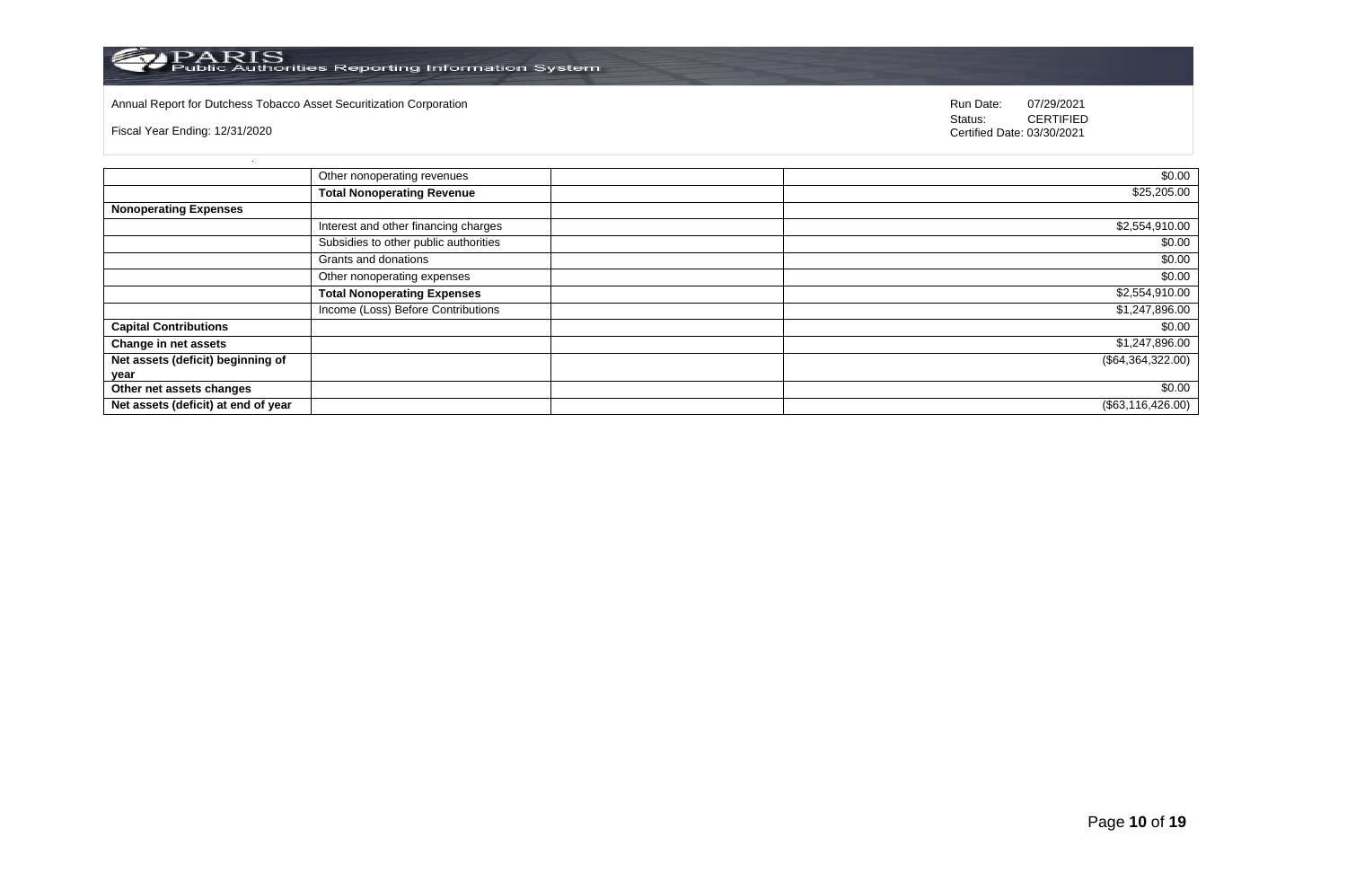Annual Report for Dutchess Tobacco Asset Securitization Corporation

Fiscal Year Ending: 12/31/2020

Run Date: 07/29/2021
Status: CERTIFIED
Certified Date: 03/30/2021

| | | | |
|---|---|---|---|
| | Other nonoperating revenues | | $0.00 |
| | **Total Nonoperating Revenue** | | $25,205.00 |
| **Nonoperating Expenses** | | | |
| | Interest and other financing charges | | $2,554,910.00 |
| | Subsidies to other public authorities | | $0.00 |
| | Grants and donations | | $0.00 |
| | Other nonoperating expenses | | $0.00 |
| | **Total Nonoperating Expenses** | | $2,554,910.00 |
| | Income (Loss) Before Contributions | | $1,247,896.00 |
| **Capital Contributions** | | | $0.00 |
| **Change in net assets** | | | $1,247,896.00 |
| **Net assets (deficit) beginning of year** | | | ($64,364,322.00) |
| **Other net assets changes** | | | $0.00 |
| **Net assets (deficit) at end of year** | | | ($63,116,426.00) |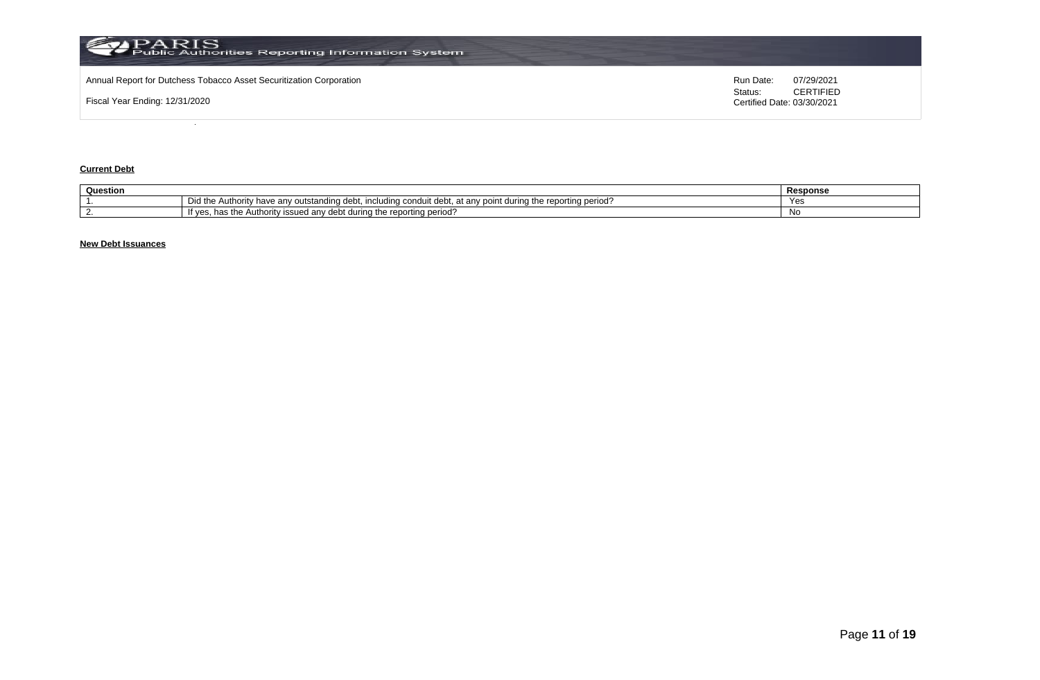Annual Report for Dutchess Tobacco Asset Securitization Corporation

Fiscal Year Ending: 12/31/2020

Run Date: 07/29/2021
Status: CERTIFIED
Certified Date: 03/30/2021

**Current Debt**

| Question | | Response |
|---|---|---|
| 1. | Did the Authority have any outstanding debt, including conduit debt, at any point during the reporting period? | Yes |
| 2. | If yes, has the Authority issued any debt during the reporting period? | No |

**New Debt Issuances**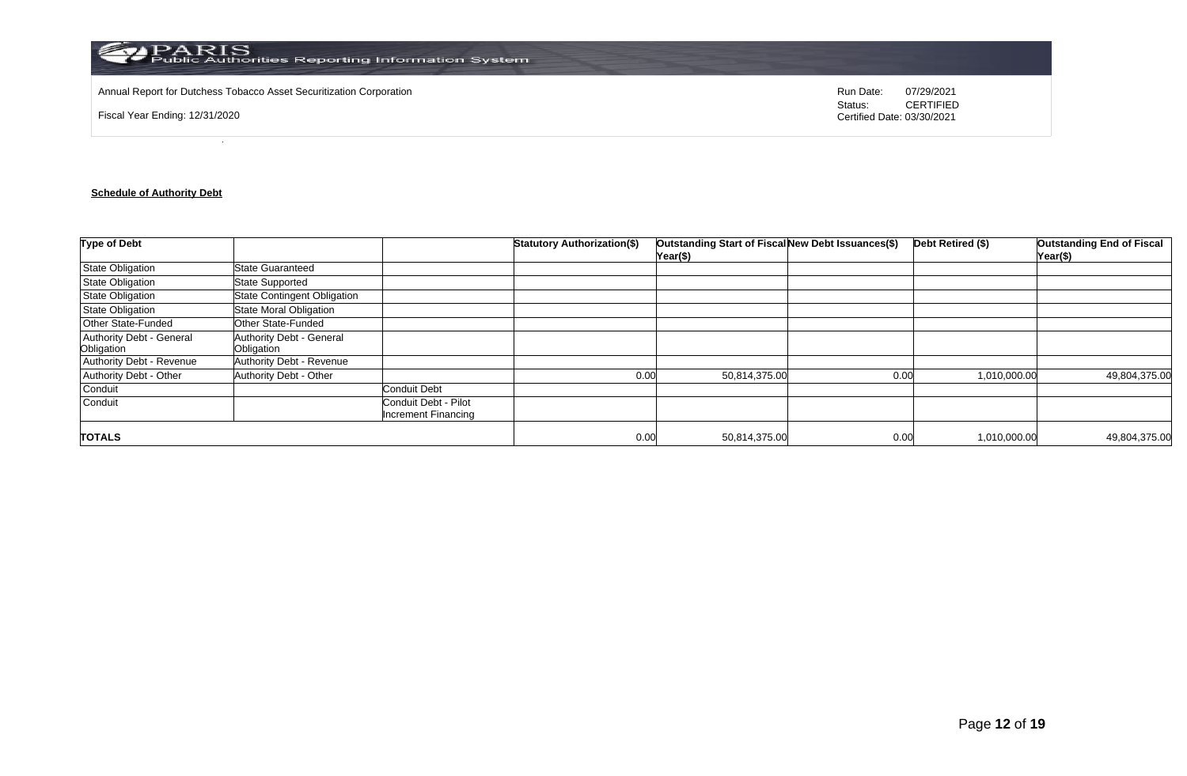Annual Report for Dutchess Tobacco Asset Securitization Corporation

Fiscal Year Ending: 12/31/2020

Run Date: 07/29/2021
Status: CERTIFIED
Certified Date: 03/30/2021

**Schedule of Authority Debt**

| Type of Debt | | | Statutory Authorization($) | Outstanding Start of Fiscal Year($) | New Debt Issuances($) | Debt Retired ($) | Outstanding End of Fiscal Year($) |
|---|---|---|---|---|---|---|---|
| State Obligation | State Guaranteed | | | | | | |
| State Obligation | State Supported | | | | | | |
| State Obligation | State Contingent Obligation | | | | | | |
| State Obligation | State Moral Obligation | | | | | | |
| Other State-Funded | Other State-Funded | | | | | | |
| Authority Debt - General Obligation | Authority Debt - General Obligation | | | | | | |
| Authority Debt - Revenue | Authority Debt - Revenue | | | | | | |
| Authority Debt - Other | Authority Debt - Other | | 0.00 | 50,814,375.00 | 0.00 | 1,010,000.00 | 49,804,375.00 |
| Conduit | | Conduit Debt | | | | | |
| Conduit | | Conduit Debt - Pilot Increment Financing | | | | | |
| **TOTALS** | | | 0.00 | 50,814,375.00 | 0.00 | 1,010,000.00 | 49,804,375.00 |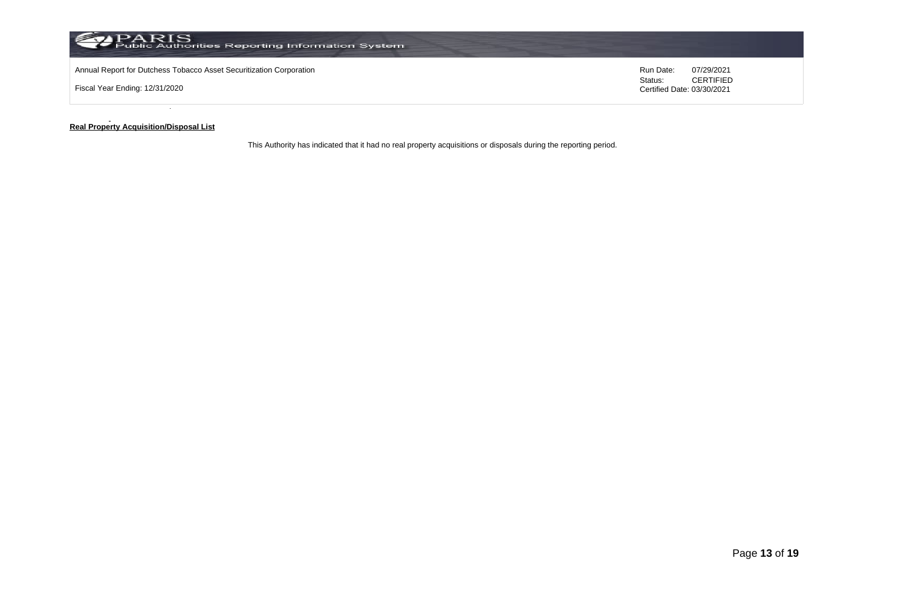**Real Property Acquisition/Disposal List**

This Authority has indicated that it had no real property acquisitions or disposals during the reporting period.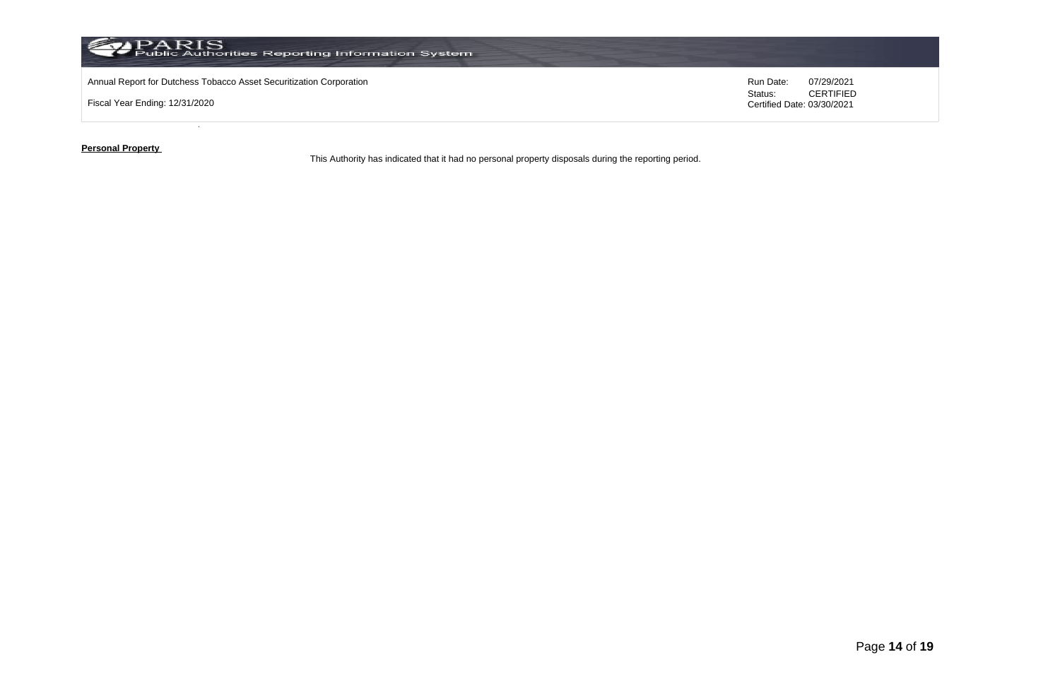**Personal Property**

This Authority has indicated that it had no personal property disposals during the reporting period.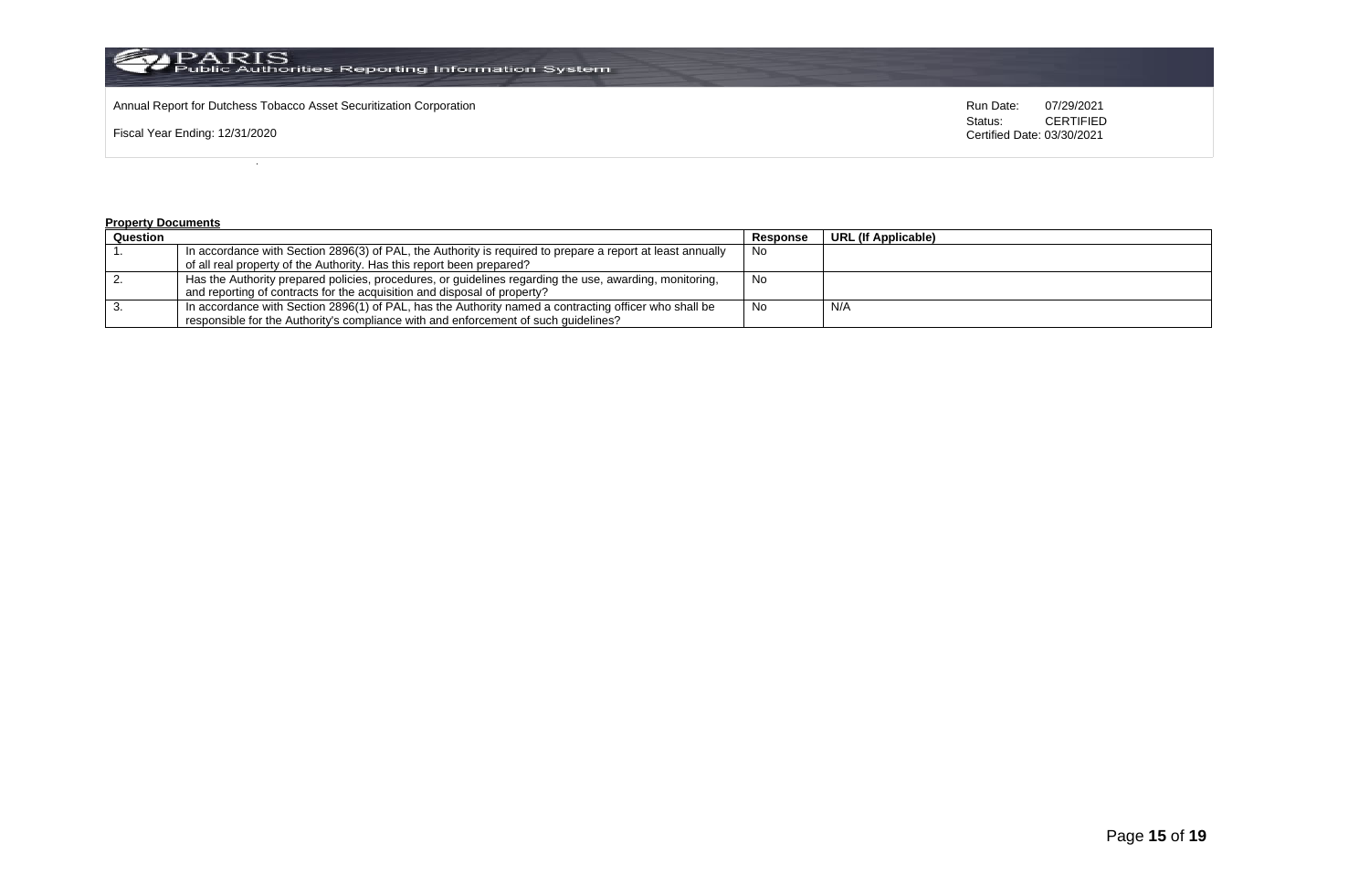Annual Report for Dutchess Tobacco Asset Securitization Corporation

Fiscal Year Ending: 12/31/2020

Run Date: 07/29/2021
Status: CERTIFIED
Certified Date: 03/30/2021

**Property Documents**

| Question | | Response | URL (If Applicable) |
|---|---|---|---|
| 1. | In accordance with Section 2896(3) of PAL, the Authority is required to prepare a report at least annually of all real property of the Authority. Has this report been prepared? | No | |
| 2. | Has the Authority prepared policies, procedures, or guidelines regarding the use, awarding, monitoring, and reporting of contracts for the acquisition and disposal of property? | No | |
| 3. | In accordance with Section 2896(1) of PAL, has the Authority named a contracting officer who shall be responsible for the Authority's compliance with and enforcement of such guidelines? | No | N/A |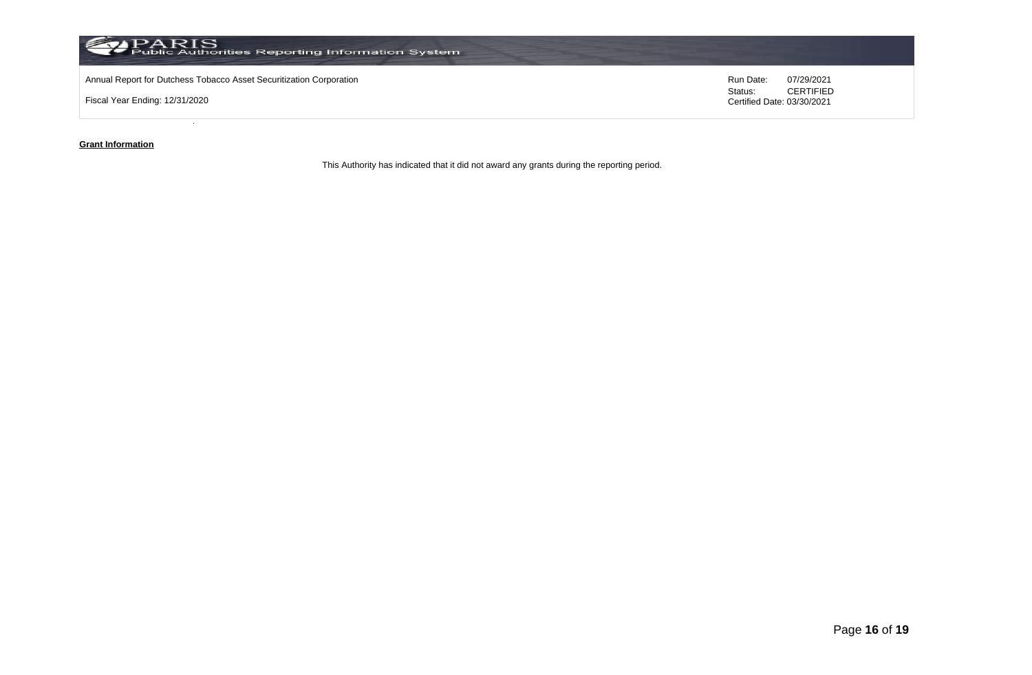Annual Report for Dutchess Tobacco Asset Securitization Corporation

Fiscal Year Ending: 12/31/2020

Run Date: 07/29/2021
Status: CERTIFIED
Certified Date: 03/30/2021

**Grant Information**

This Authority has indicated that it did not award any grants during the reporting period.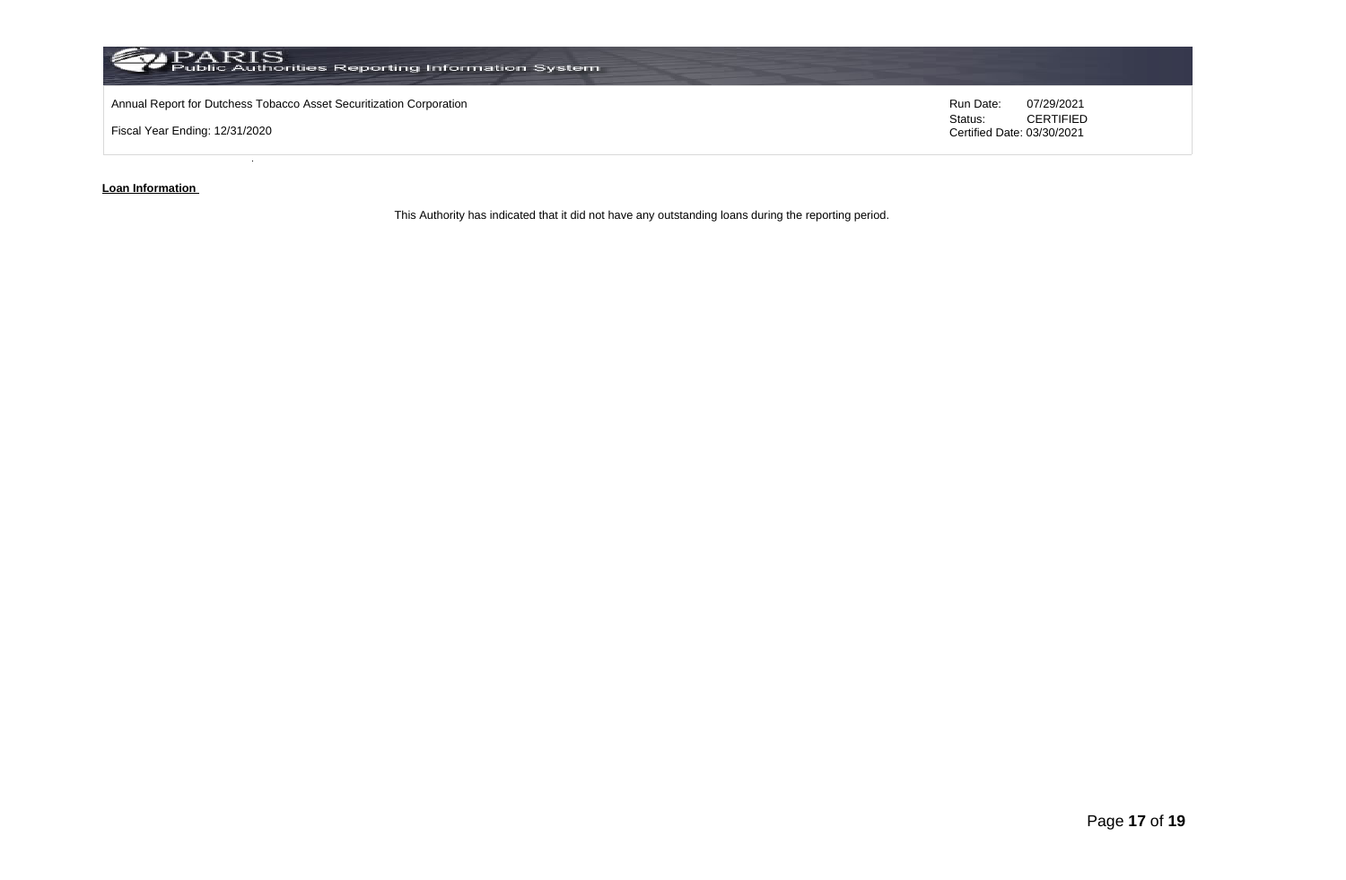**Loan Information**

This Authority has indicated that it did not have any outstanding loans during the reporting period.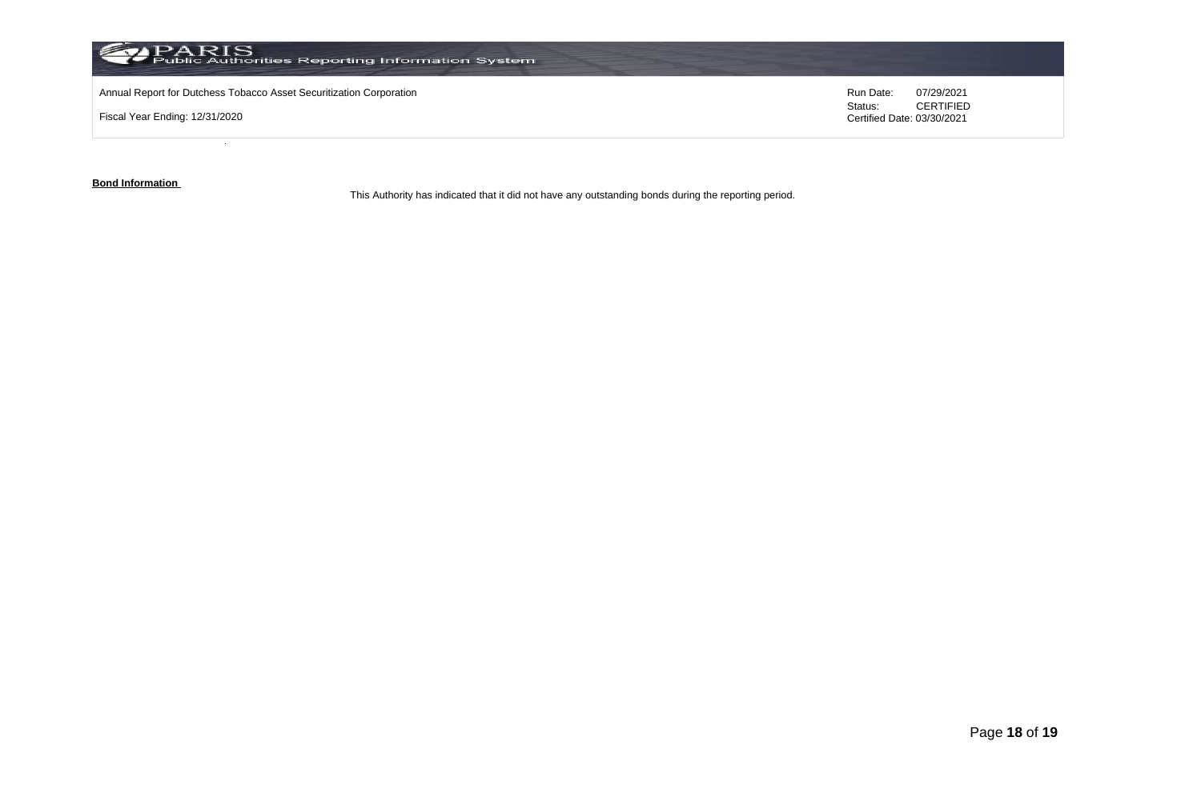Annual Report for Dutchess Tobacco Asset Securitization Corporation

Fiscal Year Ending: 12/31/2020

Run Date: 07/29/2021
Status: CERTIFIED
Certified Date: 03/30/2021

**Bond Information**

This Authority has indicated that it did not have any outstanding bonds during the reporting period.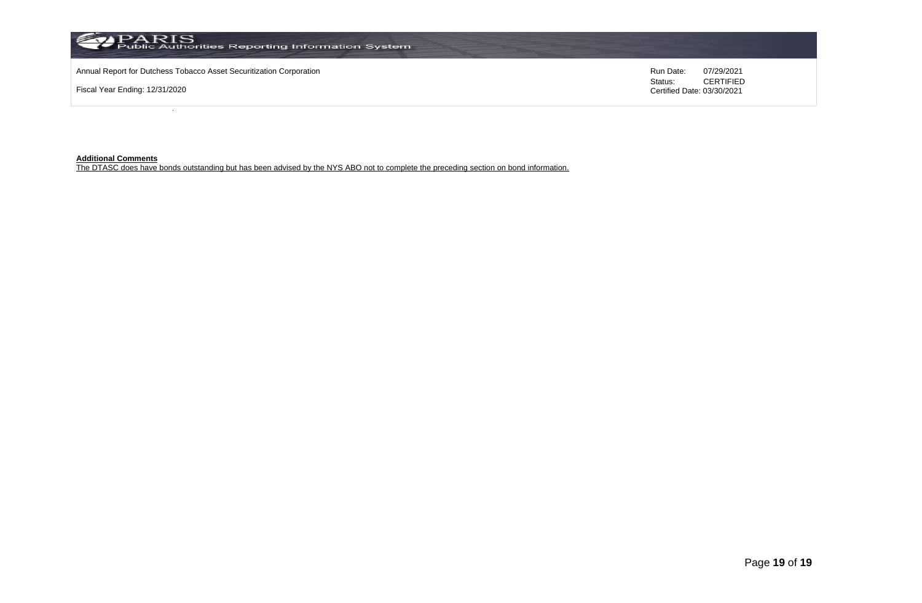**Additional Comments**

The DTASC does have bonds outstanding but has been advised by the NYS ABO not to complete the preceding section on bond information.